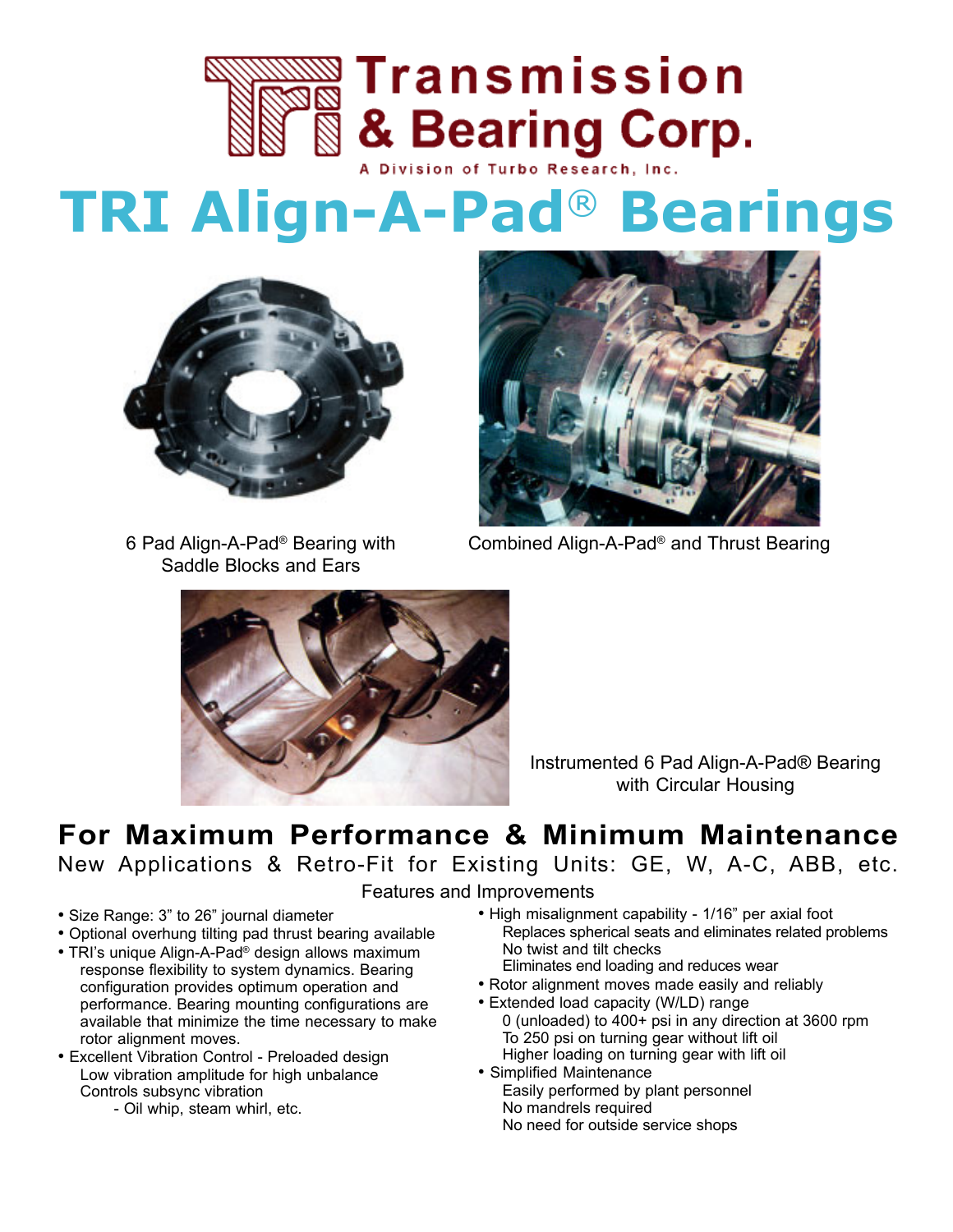Transmission & Bearing Corp.

A Division of Turbo Research, Inc.

# TRI Align-A-Pad® Bearings

6 Pad Align-A-Pad® Bearing with Saddle Blocks and Ears

Combined Align-A-Pad® and Thrust Bearing

Instrumented 6 Pad Align-A-Pad® Bearing with Circular Housing

## For Maximum Performance & Minimum Maintenance

New Applications & Retro-Fit for Existing Units: GE, W, A-C, ABB, etc.

### Features and Improvements

- Size Range: 3" to 26" journal diameter
- Optional overhung tilting pad thrust bearing available
- TRI's unique Align-A-Pad® design allows maximum response flexibility to system dynamics. Bearing configuration provides optimum operation and performance. Bearing mounting configurations are available that minimize the time necessary to make rotor alignment moves.
- Excellent Vibration Control - Preloaded design
  - Low vibration amplitude for high unbalance
  - Controls subsync vibration
    - Oil whip, steam whirl, etc.
- High misalignment capability - 1/16" per axial foot
  - Replaces spherical seats and eliminates related problems
  - No twist and tilt checks
  - Eliminates end loading and reduces wear
- Rotor alignment moves made easily and reliably
- Extended load capacity (W/LD) range
  - 0 (unloaded) to 400+ psi in any direction at 3600 rpm
  - To 250 psi on turning gear without lift oil
  - Higher loading on turning gear with lift oil
- Simplified Maintenance
  - Easily performed by plant personnel
  - No mandrels required
  - No need for outside service shops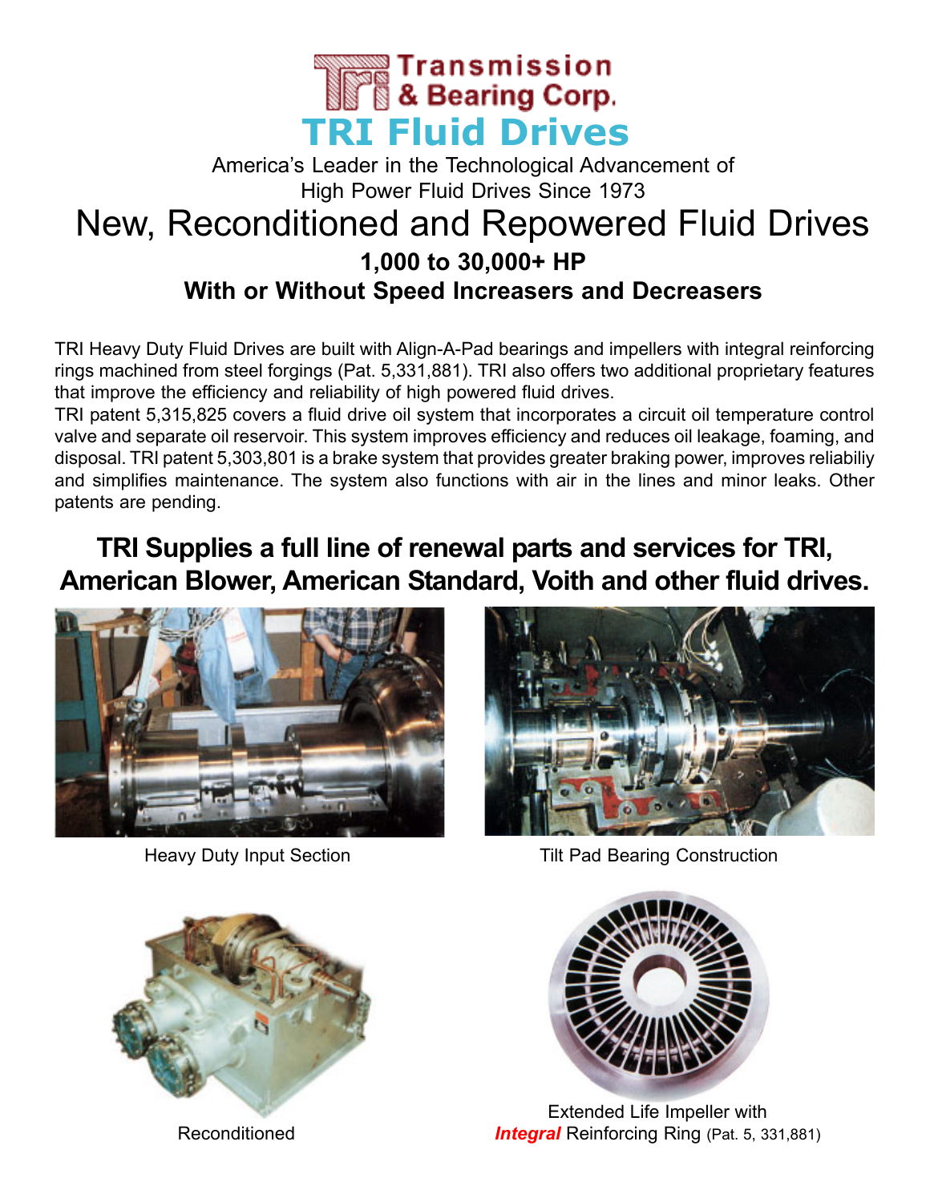# Transmission & Bearing Corp.

# TRI Fluid Drives

America's Leader in the Technological Advancement of High Power Fluid Drives Since 1973

## New, Reconditioned and Repowered Fluid Drives

### 1,000 to 30,000+ HP
### With or Without Speed Increasers and Decreasers

TRI Heavy Duty Fluid Drives are built with Align-A-Pad bearings and impellers with integral reinforcing rings machined from steel forgings (Pat. 5,331,881). TRI also offers two additional proprietary features that improve the efficiency and reliability of high powered fluid drives.

TRI patent 5,315,825 covers a fluid drive oil system that incorporates a circuit oil temperature control valve and separate oil reservoir. This system improves efficiency and reduces oil leakage, foaming, and disposal. TRI patent 5,303,801 is a brake system that provides greater braking power, improves reliabiliy and simplifies maintenance. The system also functions with air in the lines and minor leaks. Other patents are pending.

## TRI Supplies a full line of renewal parts and services for TRI, American Blower, American Standard, Voith and other fluid drives.

Heavy Duty Input Section

Tilt Pad Bearing Construction

Reconditioned

Extended Life Impeller with ***Integral*** Reinforcing Ring (Pat. 5, 331,881)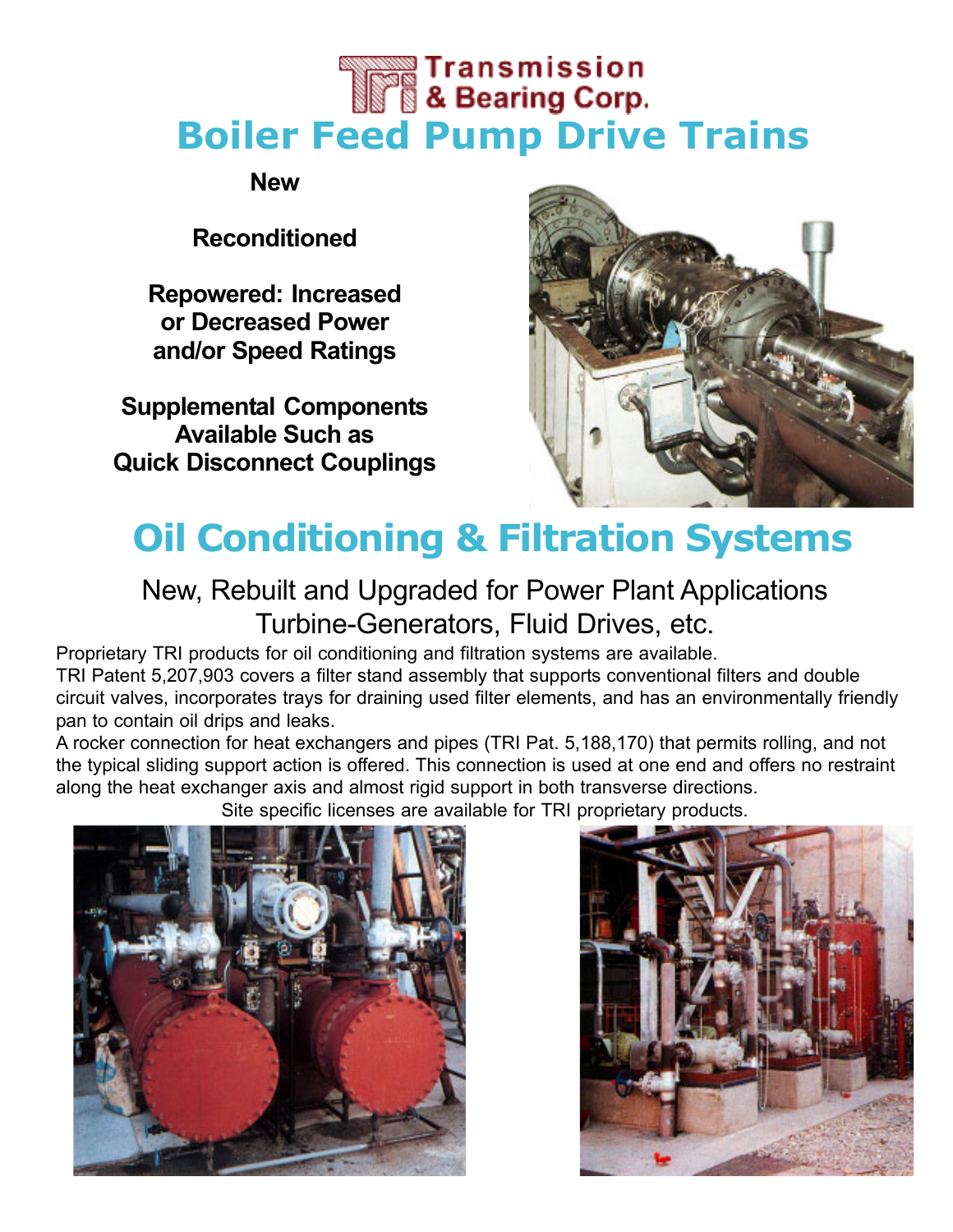Transmission & Bearing Corp.

# Boiler Feed Pump Drive Trains

**New**

**Reconditioned**

**Repowered: Increased or Decreased Power and/or Speed Ratings**

**Supplemental Components Available Such as Quick Disconnect Couplings**

# Oil Conditioning & Filtration Systems

## New, Rebuilt and Upgraded for Power Plant Applications Turbine-Generators, Fluid Drives, etc.

Proprietary TRI products for oil conditioning and filtration systems are available.

TRI Patent 5,207,903 covers a filter stand assembly that supports conventional filters and double circuit valves, incorporates trays for draining used filter elements, and has an environmentally friendly pan to contain oil drips and leaks.

A rocker connection for heat exchangers and pipes (TRI Pat. 5,188,170) that permits rolling, and not the typical sliding support action is offered. This connection is used at one end and offers no restraint along the heat exchanger axis and almost rigid support in both transverse directions.

Site specific licenses are available for TRI proprietary products.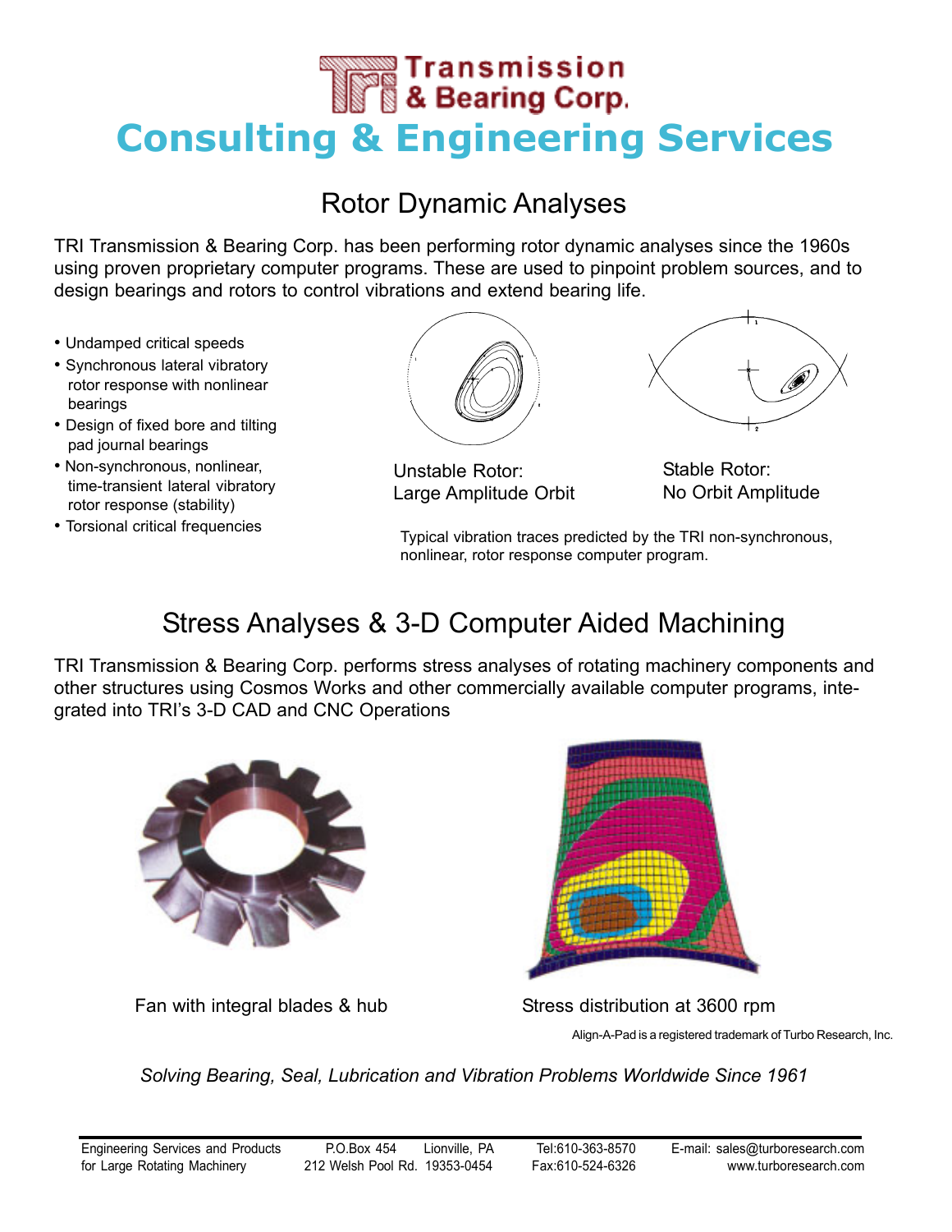# Transmission & Bearing Corp.

# Consulting & Engineering Services

## Rotor Dynamic Analyses

TRI Transmission & Bearing Corp. has been performing rotor dynamic analyses since the 1960s using proven proprietary computer programs. These are used to pinpoint problem sources, and to design bearings and rotors to control vibrations and extend bearing life.

- Undamped critical speeds
- Synchronous lateral vibratory rotor response with nonlinear bearings
- Design of fixed bore and tilting pad journal bearings
- Non-synchronous, nonlinear, time-transient lateral vibratory rotor response (stability)
- Torsional critical frequencies

Unstable Rotor: Large Amplitude Orbit

Stable Rotor: No Orbit Amplitude

Typical vibration traces predicted by the TRI non-synchronous, nonlinear, rotor response computer program.

## Stress Analyses & 3-D Computer Aided Machining

TRI Transmission & Bearing Corp. performs stress analyses of rotating machinery components and other structures using Cosmos Works and other commercially available computer programs, integrated into TRI's 3-D CAD and CNC Operations

Fan with integral blades & hub

Stress distribution at 3600 rpm

Align-A-Pad is a registered trademark of Turbo Research, Inc.

*Solving Bearing, Seal, Lubrication and Vibration Problems Worldwide Since 1961*

Engineering Services and Products for Large Rotating Machinery | P.O.Box 454 212 Welsh Pool Rd. | Lionville, PA 19353-0454 | Tel:610-363-8570 Fax:610-524-6326 | E-mail: sales@turboresearch.com www.turboresearch.com